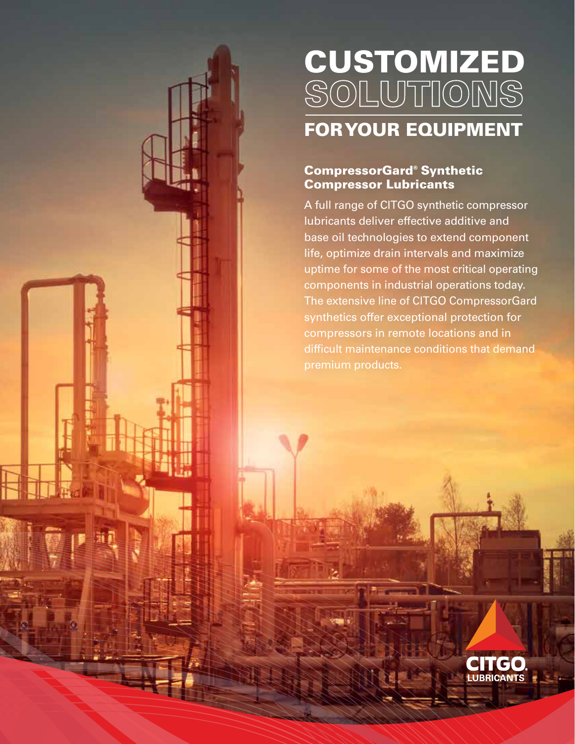# CUSTOMIZED SOLUTIONS FOR YOUR EQUIPMENT

## CompressorGard® Synthetic Compressor Lubricants

A full range of CITGO synthetic compressor lubricants deliver effective additive and base oil technologies to extend component life, optimize drain intervals and maximize uptime for some of the most critical operating components in industrial operations today. The extensive line of CITGO CompressorGard synthetics offer exceptional protection for compressors in remote locations and in difficult maintenance conditions that demand premium products.

CITGO. LUBRICANTS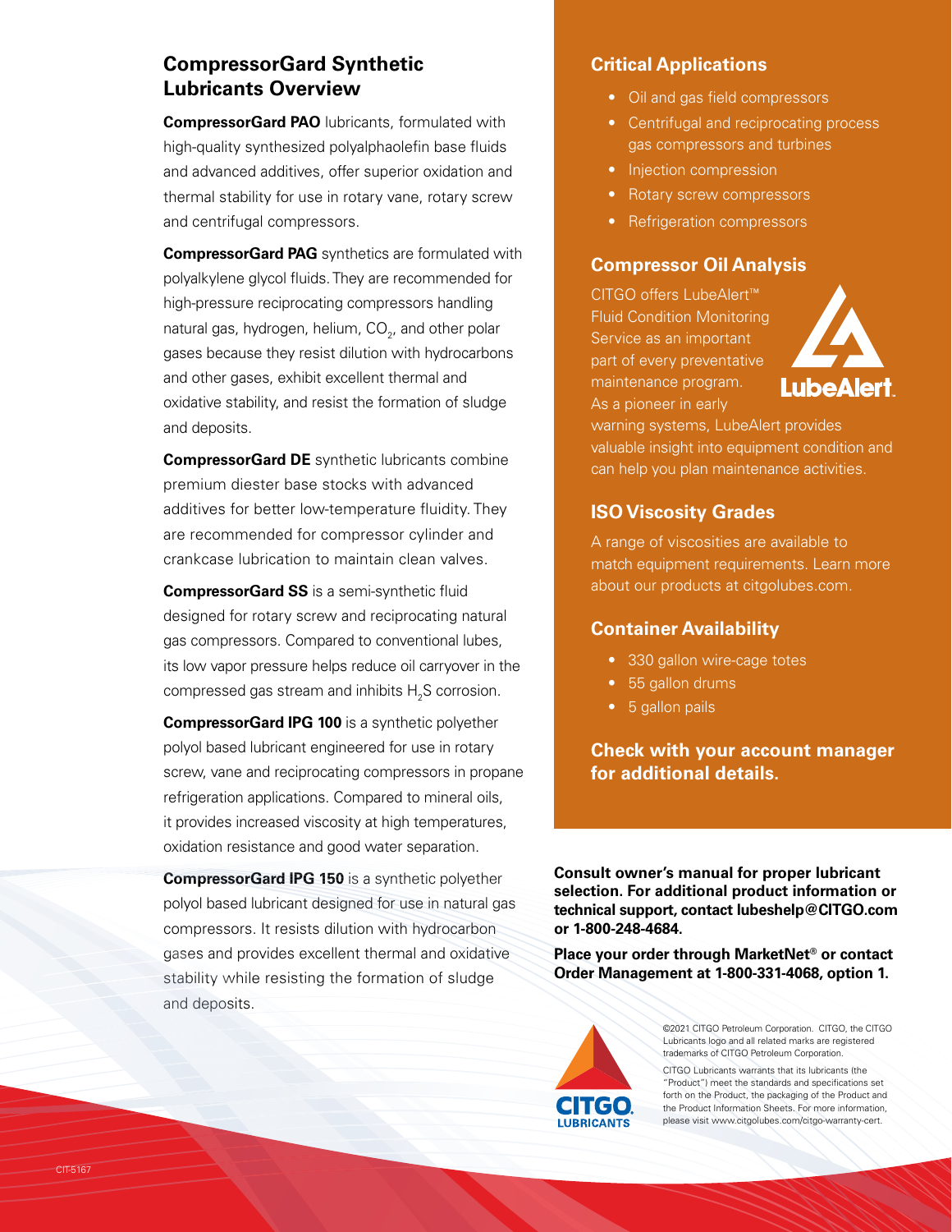## CompressorGard Synthetic Lubricants Overview

**CompressorGard PAO** lubricants, formulated with high-quality synthesized polyalphaolefin base fluids and advanced additives, offer superior oxidation and thermal stability for use in rotary vane, rotary screw and centrifugal compressors.

**CompressorGard PAG** synthetics are formulated with polyalkylene glycol fluids. They are recommended for high-pressure reciprocating compressors handling natural gas, hydrogen, helium, $CO_2$, and other polar gases because they resist dilution with hydrocarbons and other gases, exhibit excellent thermal and oxidative stability, and resist the formation of sludge and deposits.

**CompressorGard DE** synthetic lubricants combine premium diester base stocks with advanced additives for better low-temperature fluidity. They are recommended for compressor cylinder and crankcase lubrication to maintain clean valves.

**CompressorGard SS** is a semi-synthetic fluid designed for rotary screw and reciprocating natural gas compressors. Compared to conventional lubes, its low vapor pressure helps reduce oil carryover in the compressed gas stream and inhibits $H_2S$ corrosion.

**CompressorGard IPG 100** is a synthetic polyether polyol based lubricant engineered for use in rotary screw, vane and reciprocating compressors in propane refrigeration applications. Compared to mineral oils, it provides increased viscosity at high temperatures, oxidation resistance and good water separation.

**CompressorGard IPG 150** is a synthetic polyether polyol based lubricant designed for use in natural gas compressors. It resists dilution with hydrocarbon gases and provides excellent thermal and oxidative stability while resisting the formation of sludge and deposits.

### Critical Applications

- Oil and gas field compressors
- Centrifugal and reciprocating process gas compressors and turbines
- Injection compression
- Rotary screw compressors
- Refrigeration compressors

### Compressor Oil Analysis

CITGO offers LubeAlert™ Fluid Condition Monitoring Service as an important part of every preventative maintenance program. As a pioneer in early warning systems, LubeAlert provides valuable insight into equipment condition and can help you plan maintenance activities.

LubeAlert.

### ISO Viscosity Grades

A range of viscosities are available to match equipment requirements. Learn more about our products at citgolubes.com.

### Container Availability

- 330 gallon wire-cage totes
- 55 gallon drums
- 5 gallon pails

**Check with your account manager for additional details.**

**Consult owner's manual for proper lubricant selection. For additional product information or technical support, contact lubeshelp@CITGO.com or 1-800-248-4684.**

**Place your order through MarketNet® or contact Order Management at 1-800-331-4068, option 1.**

CITGO LUBRICANTS

©2021 CITGO Petroleum Corporation. CITGO, the CITGO Lubricants logo and all related marks are registered trademarks of CITGO Petroleum Corporation.

CITGO Lubricants warrants that its lubricants (the "Product") meet the standards and specifications set forth on the Product, the packaging of the Product and the Product Information Sheets. For more information, please visit www.citgolubes.com/citgo-warranty-cert.

CIT-5167